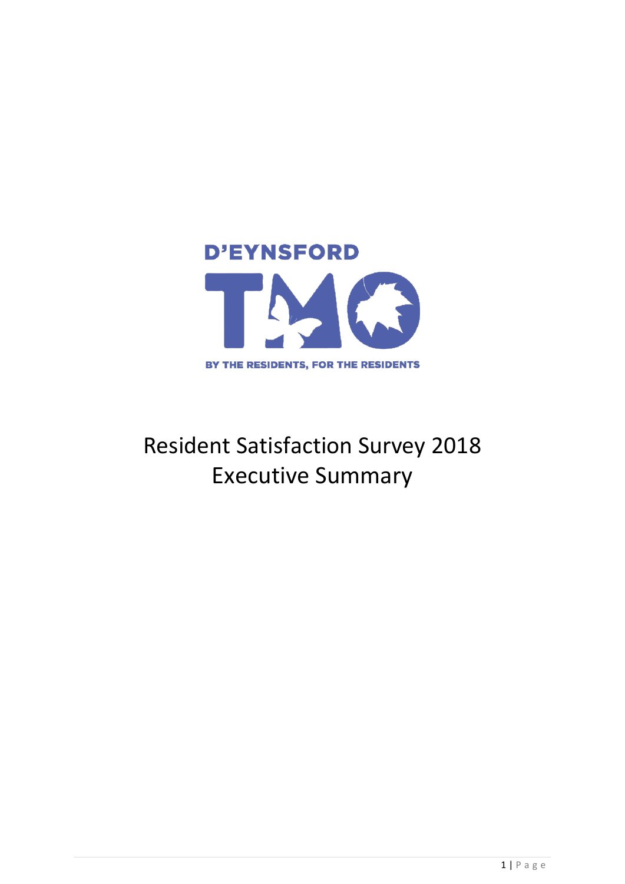D'EYNSFORD

TMO

BY THE RESIDENTS, FOR THE RESIDENTS

# Resident Satisfaction Survey 2018
# Executive Summary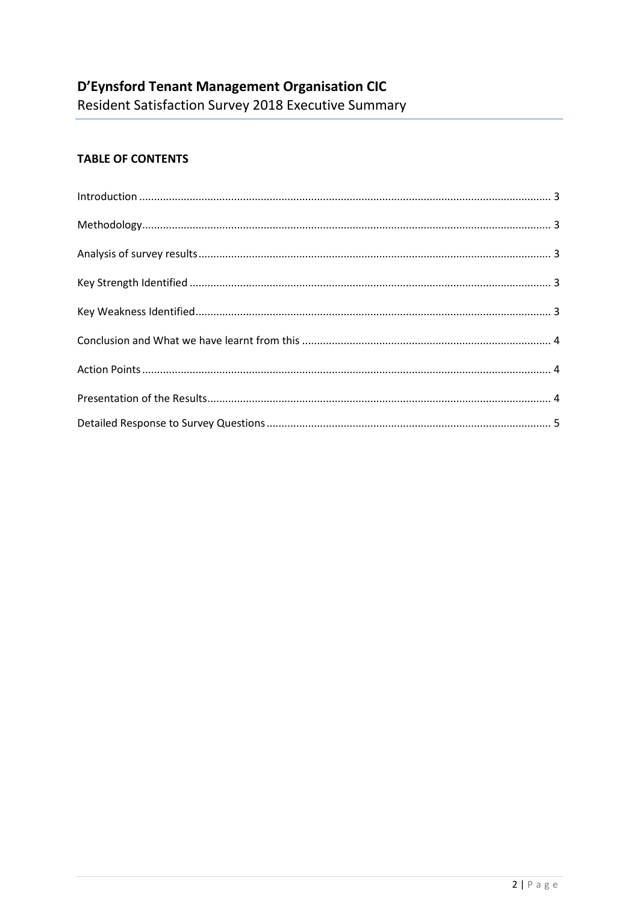# D'Eynsford Tenant Management Organisation CIC

Resident Satisfaction Survey 2018 Executive Summary

## TABLE OF CONTENTS

Introduction ........................................................................................................................................ 3

Methodology........................................................................................................................................ 3

Analysis of survey results..................................................................................................................... 3

Key Strength Identified ........................................................................................................................ 3

Key Weakness Identified...................................................................................................................... 3

Conclusion and What we have learnt from this .................................................................................. 4

Action Points ........................................................................................................................................ 4

Presentation of the Results.................................................................................................................. 4

Detailed Response to Survey Questions .............................................................................................. 5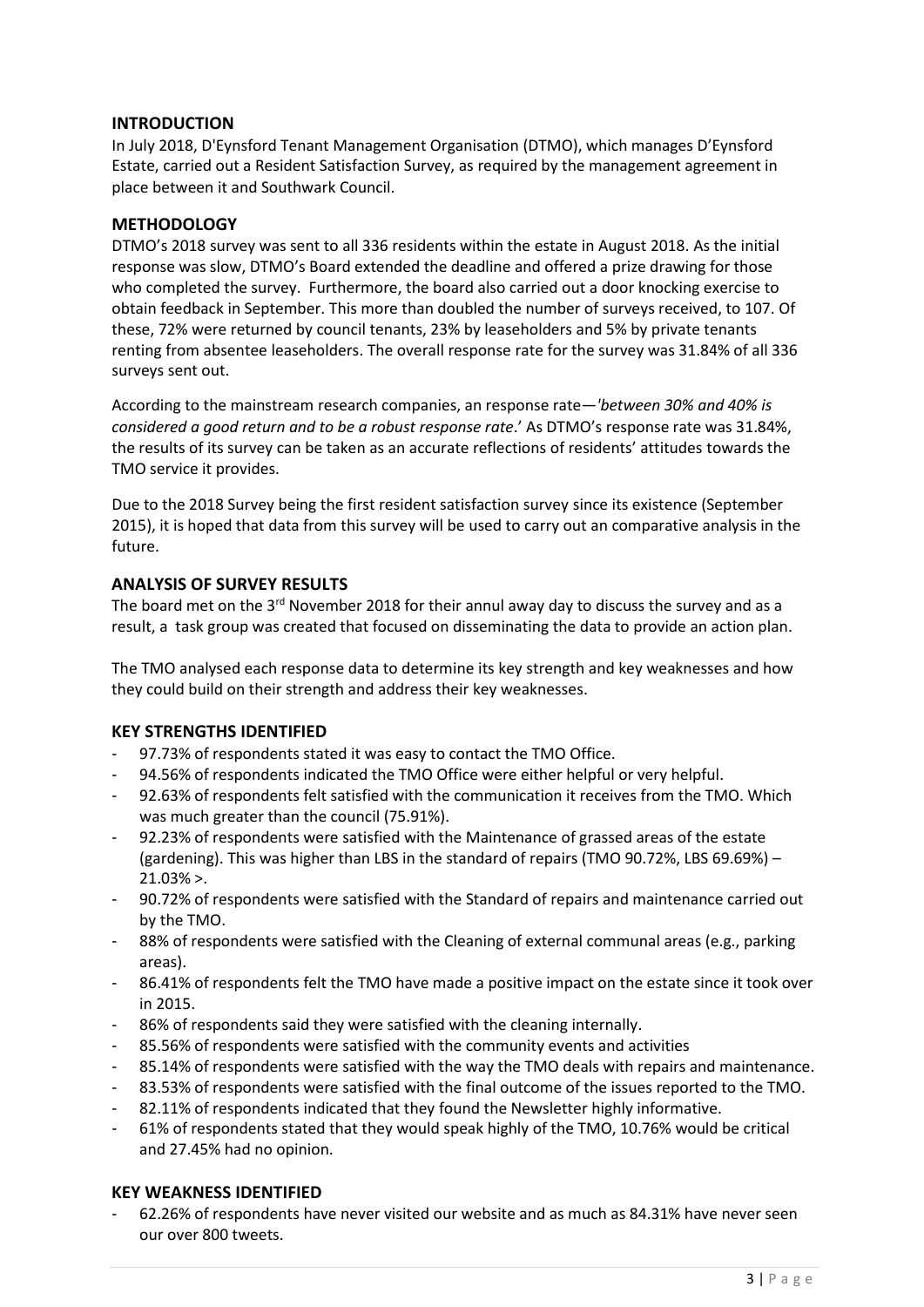## INTRODUCTION

In July 2018, D'Eynsford Tenant Management Organisation (DTMO), which manages D'Eynsford Estate, carried out a Resident Satisfaction Survey, as required by the management agreement in place between it and Southwark Council.

## METHODOLOGY

DTMO's 2018 survey was sent to all 336 residents within the estate in August 2018. As the initial response was slow, DTMO's Board extended the deadline and offered a prize drawing for those who completed the survey. Furthermore, the board also carried out a door knocking exercise to obtain feedback in September. This more than doubled the number of surveys received, to 107. Of these, 72% were returned by council tenants, 23% by leaseholders and 5% by private tenants renting from absentee leaseholders. The overall response rate for the survey was 31.84% of all 336 surveys sent out.

According to the mainstream research companies, an response rate—*'between 30% and 40% is considered a good return and to be a robust response rate*.' As DTMO's response rate was 31.84%, the results of its survey can be taken as an accurate reflections of residents' attitudes towards the TMO service it provides.

Due to the 2018 Survey being the first resident satisfaction survey since its existence (September 2015), it is hoped that data from this survey will be used to carry out an comparative analysis in the future.

## ANALYSIS OF SURVEY RESULTS

The board met on the 3rd November 2018 for their annul away day to discuss the survey and as a result, a task group was created that focused on disseminating the data to provide an action plan.

The TMO analysed each response data to determine its key strength and key weaknesses and how they could build on their strength and address their key weaknesses.

## KEY STRENGTHS IDENTIFIED

- 97.73% of respondents stated it was easy to contact the TMO Office.
- 94.56% of respondents indicated the TMO Office were either helpful or very helpful.
- 92.63% of respondents felt satisfied with the communication it receives from the TMO. Which was much greater than the council (75.91%).
- 92.23% of respondents were satisfied with the Maintenance of grassed areas of the estate (gardening). This was higher than LBS in the standard of repairs (TMO 90.72%, LBS 69.69%) – 21.03% >.
- 90.72% of respondents were satisfied with the Standard of repairs and maintenance carried out by the TMO.
- 88% of respondents were satisfied with the Cleaning of external communal areas (e.g., parking areas).
- 86.41% of respondents felt the TMO have made a positive impact on the estate since it took over in 2015.
- 86% of respondents said they were satisfied with the cleaning internally.
- 85.56% of respondents were satisfied with the community events and activities
- 85.14% of respondents were satisfied with the way the TMO deals with repairs and maintenance.
- 83.53% of respondents were satisfied with the final outcome of the issues reported to the TMO.
- 82.11% of respondents indicated that they found the Newsletter highly informative.
- 61% of respondents stated that they would speak highly of the TMO, 10.76% would be critical and 27.45% had no opinion.

## KEY WEAKNESS IDENTIFIED

- 62.26% of respondents have never visited our website and as much as 84.31% have never seen our over 800 tweets.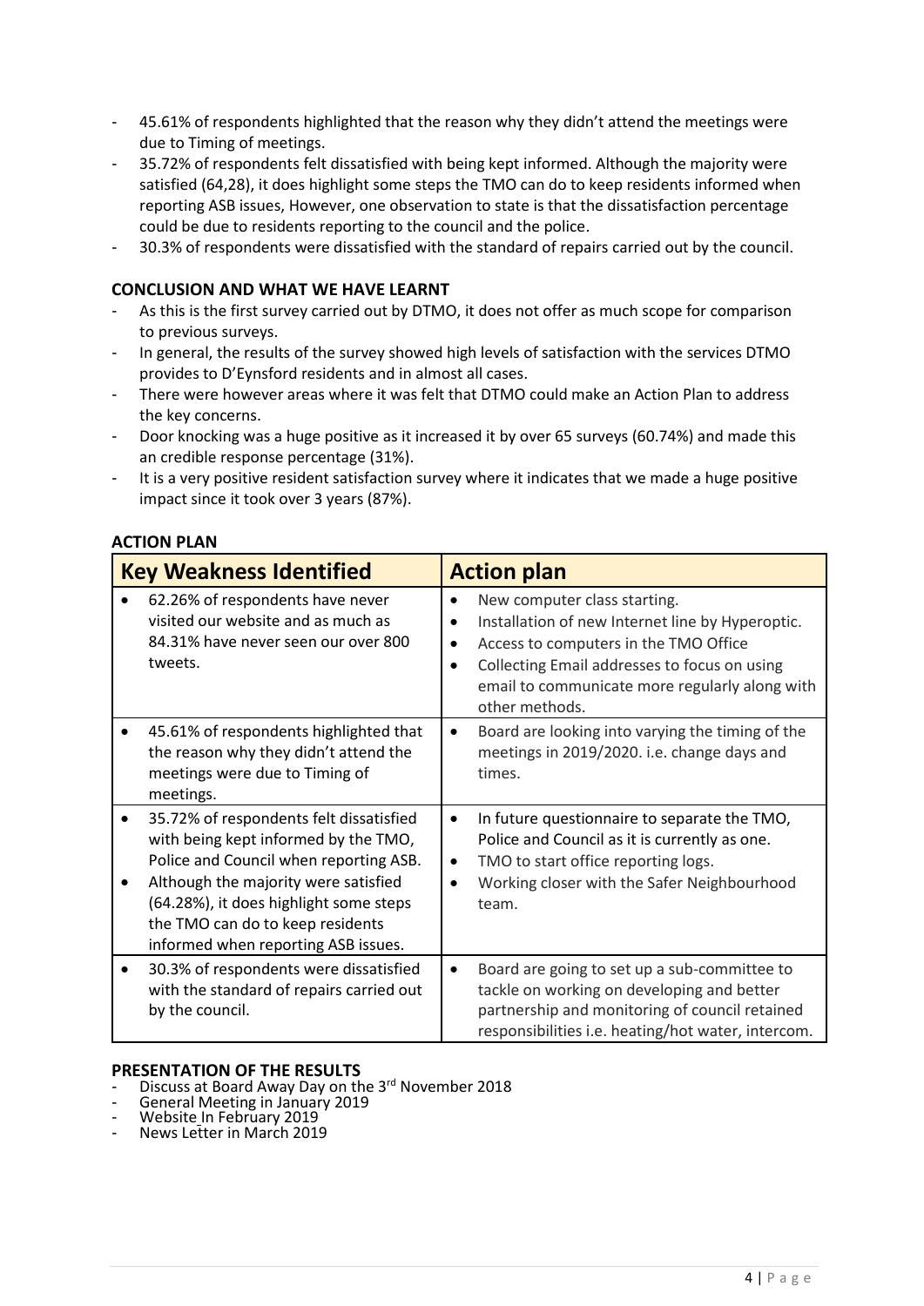- 45.61% of respondents highlighted that the reason why they didn't attend the meetings were due to Timing of meetings.
- 35.72% of respondents felt dissatisfied with being kept informed. Although the majority were satisfied (64,28), it does highlight some steps the TMO can do to keep residents informed when reporting ASB issues, However, one observation to state is that the dissatisfaction percentage could be due to residents reporting to the council and the police.
- 30.3% of respondents were dissatisfied with the standard of repairs carried out by the council.

## CONCLUSION AND WHAT WE HAVE LEARNT

- As this is the first survey carried out by DTMO, it does not offer as much scope for comparison to previous surveys.
- In general, the results of the survey showed high levels of satisfaction with the services DTMO provides to D'Eynsford residents and in almost all cases.
- There were however areas where it was felt that DTMO could make an Action Plan to address the key concerns.
- Door knocking was a huge positive as it increased it by over 65 surveys (60.74%) and made this an credible response percentage (31%).
- It is a very positive resident satisfaction survey where it indicates that we made a huge positive impact since it took over 3 years (87%).

## ACTION PLAN

| Key Weakness Identified | Action plan |
| --- | --- |
| • 62.26% of respondents have never visited our website and as much as 84.31% have never seen our over 800 tweets. | • New computer class starting.<br>• Installation of new Internet line by Hyperoptic.<br>• Access to computers in the TMO Office<br>• Collecting Email addresses to focus on using email to communicate more regularly along with other methods. |
| • 45.61% of respondents highlighted that the reason why they didn't attend the meetings were due to Timing of meetings. | • Board are looking into varying the timing of the meetings in 2019/2020. i.e. change days and times. |
| • 35.72% of respondents felt dissatisfied with being kept informed by the TMO, Police and Council when reporting ASB.<br>• Although the majority were satisfied (64.28%), it does highlight some steps the TMO can do to keep residents informed when reporting ASB issues. | • In future questionnaire to separate the TMO, Police and Council as it is currently as one.<br>• TMO to start office reporting logs.<br>• Working closer with the Safer Neighbourhood team. |
| • 30.3% of respondents were dissatisfied with the standard of repairs carried out by the council. | • Board are going to set up a sub-committee to tackle on working on developing and better partnership and monitoring of council retained responsibilities i.e. heating/hot water, intercom. |

## PRESENTATION OF THE RESULTS

- Discuss at Board Away Day on the 3rd November 2018
- General Meeting in January 2019
- Website In February 2019
- News Letter in March 2019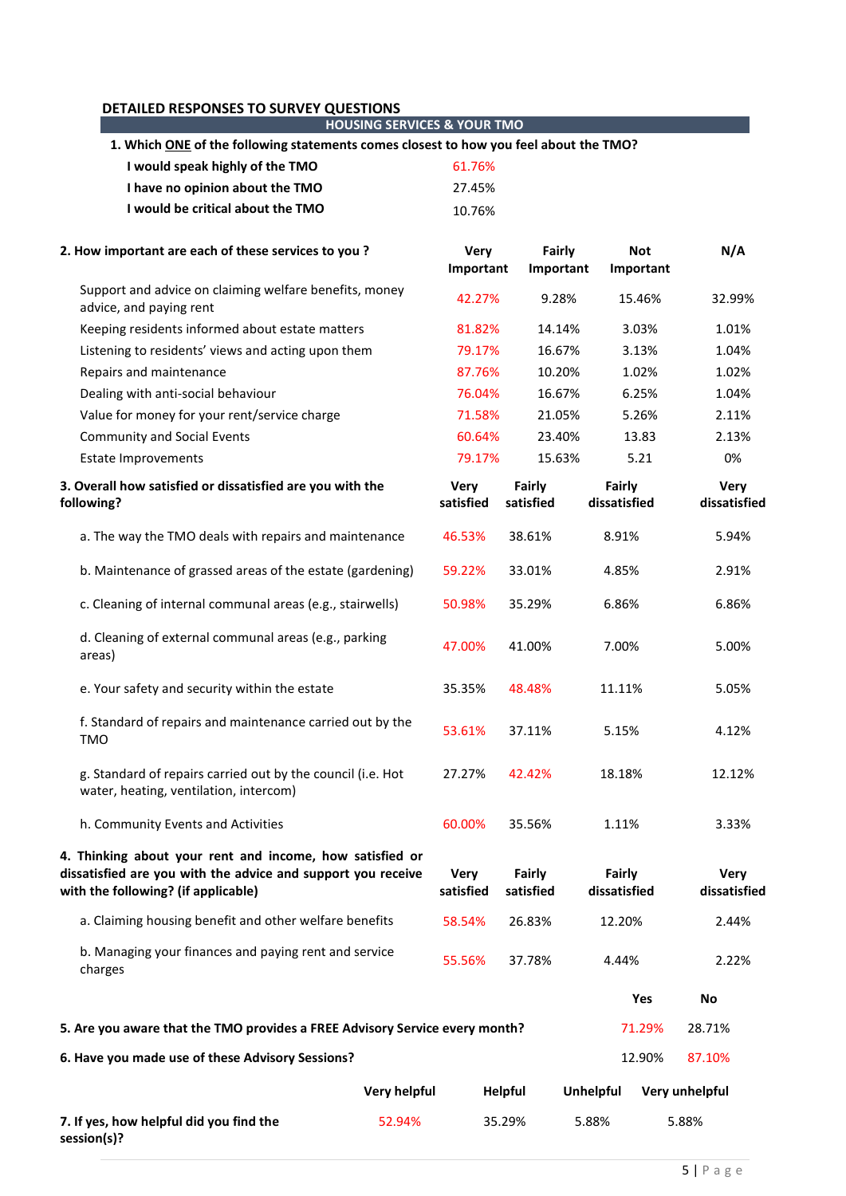## DETAILED RESPONSES TO SURVEY QUESTIONS

### HOUSING SERVICES & YOUR TMO

**1. Which ONE of the following statements comes closest to how you feel about the TMO?**

| Statement | % |
|---|---|
| **I would speak highly of the TMO** | 61.76% |
| **I have no opinion about the TMO** | 27.45% |
| **I would be critical about the TMO** | 10.76% |

| **2. How important are each of these services to you ?** | **Very Important** | **Fairly Important** | **Not Important** | **N/A** |
|---|---|---|---|---|
| Support and advice on claiming welfare benefits, money advice, and paying rent | 42.27% | 9.28% | 15.46% | 32.99% |
| Keeping residents informed about estate matters | 81.82% | 14.14% | 3.03% | 1.01% |
| Listening to residents' views and acting upon them | 79.17% | 16.67% | 3.13% | 1.04% |
| Repairs and maintenance | 87.76% | 10.20% | 1.02% | 1.02% |
| Dealing with anti-social behaviour | 76.04% | 16.67% | 6.25% | 1.04% |
| Value for money for your rent/service charge | 71.58% | 21.05% | 5.26% | 2.11% |
| Community and Social Events | 60.64% | 23.40% | 13.83 | 2.13% |
| Estate Improvements | 79.17% | 15.63% | 5.21 | 0% |

| **3. Overall how satisfied or dissatisfied are you with the following?** | **Very satisfied** | **Fairly satisfied** | **Fairly dissatisfied** | **Very dissatisfied** |
|---|---|---|---|---|
| a. The way the TMO deals with repairs and maintenance | 46.53% | 38.61% | 8.91% | 5.94% |
| b. Maintenance of grassed areas of the estate (gardening) | 59.22% | 33.01% | 4.85% | 2.91% |
| c. Cleaning of internal communal areas (e.g., stairwells) | 50.98% | 35.29% | 6.86% | 6.86% |
| d. Cleaning of external communal areas (e.g., parking areas) | 47.00% | 41.00% | 7.00% | 5.00% |
| e. Your safety and security within the estate | 35.35% | 48.48% | 11.11% | 5.05% |
| f. Standard of repairs and maintenance carried out by the TMO | 53.61% | 37.11% | 5.15% | 4.12% |
| g. Standard of repairs carried out by the council (i.e. Hot water, heating, ventilation, intercom) | 27.27% | 42.42% | 18.18% | 12.12% |
| h. Community Events and Activities | 60.00% | 35.56% | 1.11% | 3.33% |

| **4. Thinking about your rent and income, how satisfied or dissatisfied are you with the advice and support you receive with the following? (if applicable)** | **Very satisfied** | **Fairly satisfied** | **Fairly dissatisfied** | **Very dissatisfied** |
|---|---|---|---|---|
| a. Claiming housing benefit and other welfare benefits | 58.54% | 26.83% | 12.20% | 2.44% |
| b. Managing your finances and paying rent and service charges | 55.56% | 37.78% | 4.44% | 2.22% |

| | **Yes** | **No** |
|---|---|---|
| **5. Are you aware that the TMO provides a FREE Advisory Service every month?** | 71.29% | 28.71% |
| **6. Have you made use of these Advisory Sessions?** | 12.90% | 87.10% |

| | **Very helpful** | **Helpful** | **Unhelpful** | **Very unhelpful** |
|---|---|---|---|---|
| **7. If yes, how helpful did you find the session(s)?** | 52.94% | 35.29% | 5.88% | 5.88% |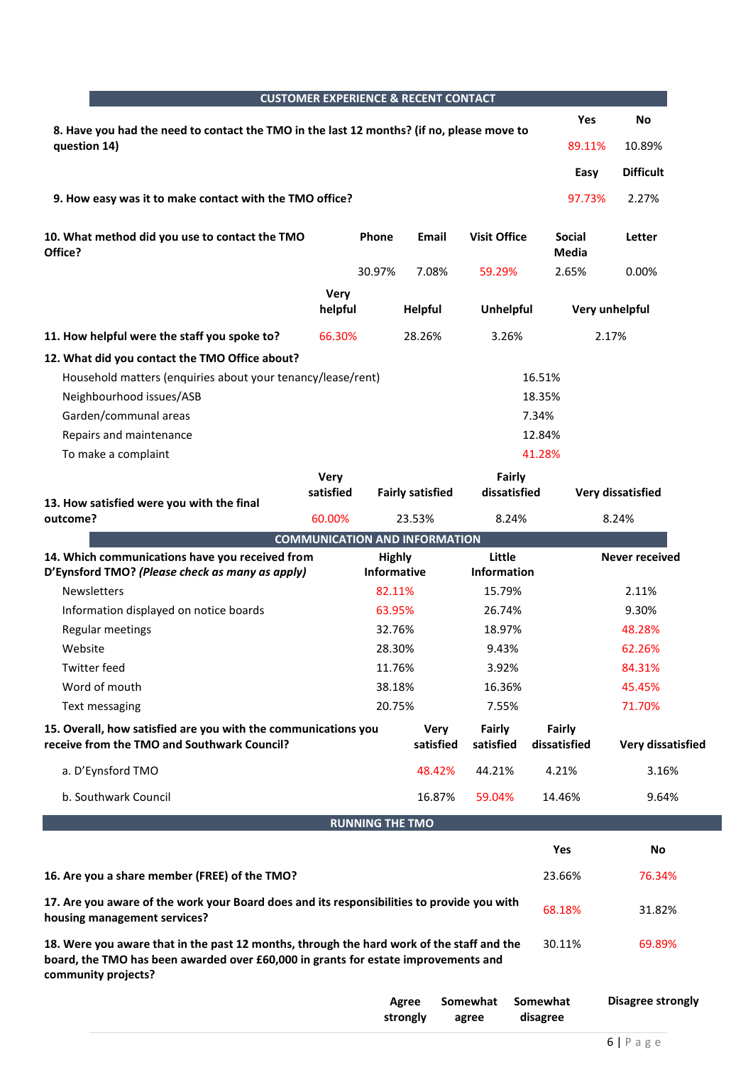## CUSTOMER EXPERIENCE & RECENT CONTACT

| | Yes | No |
|---|---|---|
| **8. Have you had the need to contact the TMO in the last 12 months? (if no, please move to question 14)** | 89.11% | 10.89% |

| | Easy | Difficult |
|---|---|---|
| **9. How easy was it to make contact with the TMO office?** | 97.73% | 2.27% |

| **10. What method did you use to contact the TMO Office?** | Phone | Email | Visit Office | Social Media | Letter |
|---|---|---|---|---|---|
| | 30.97% | 7.08% | 59.29% | 2.65% | 0.00% |

| | Very helpful | Helpful | Unhelpful | Very unhelpful |
|---|---|---|---|---|
| **11. How helpful were the staff you spoke to?** | 66.30% | 28.26% | 3.26% | 2.17% |

**12. What did you contact the TMO Office about?**

| | |
|---|---|
| Household matters (enquiries about your tenancy/lease/rent) | 16.51% |
| Neighbourhood issues/ASB | 18.35% |
| Garden/communal areas | 7.34% |
| Repairs and maintenance | 12.84% |
| To make a complaint | 41.28% |

| | Very satisfied | Fairly satisfied | Fairly dissatisfied | Very dissatisfied |
|---|---|---|---|---|
| **13. How satisfied were you with the final outcome?** | 60.00% | 23.53% | 8.24% | 8.24% |

## COMMUNICATION AND INFORMATION

| **14. Which communications have you received from D'Eynsford TMO?** ***(Please check as many as apply)*** | Highly Informative | Little Information | Never received |
|---|---|---|---|
| Newsletters | 82.11% | 15.79% | 2.11% |
| Information displayed on notice boards | 63.95% | 26.74% | 9.30% |
| Regular meetings | 32.76% | 18.97% | 48.28% |
| Website | 28.30% | 9.43% | 62.26% |
| Twitter feed | 11.76% | 3.92% | 84.31% |
| Word of mouth | 38.18% | 16.36% | 45.45% |
| Text messaging | 20.75% | 7.55% | 71.70% |

| **15. Overall, how satisfied are you with the communications you receive from the TMO and Southwark Council?** | Very satisfied | Fairly satisfied | Fairly dissatisfied | Very dissatisfied |
|---|---|---|---|---|
| a. D'Eynsford TMO | 48.42% | 44.21% | 4.21% | 3.16% |
| b. Southwark Council | 16.87% | 59.04% | 14.46% | 9.64% |

## RUNNING THE TMO

| | Yes | No |
|---|---|---|
| **16. Are you a share member (FREE) of the TMO?** | 23.66% | 76.34% |
| **17. Are you aware of the work your Board does and its responsibilities to provide you with housing management services?** | 68.18% | 31.82% |
| **18. Were you aware that in the past 12 months, through the hard work of the staff and the board, the TMO has been awarded over £60,000 in grants for estate improvements and community projects?** | 30.11% | 69.89% |

| | Agree strongly | Somewhat agree | Somewhat disagree | Disagree strongly |
|---|---|---|---|---|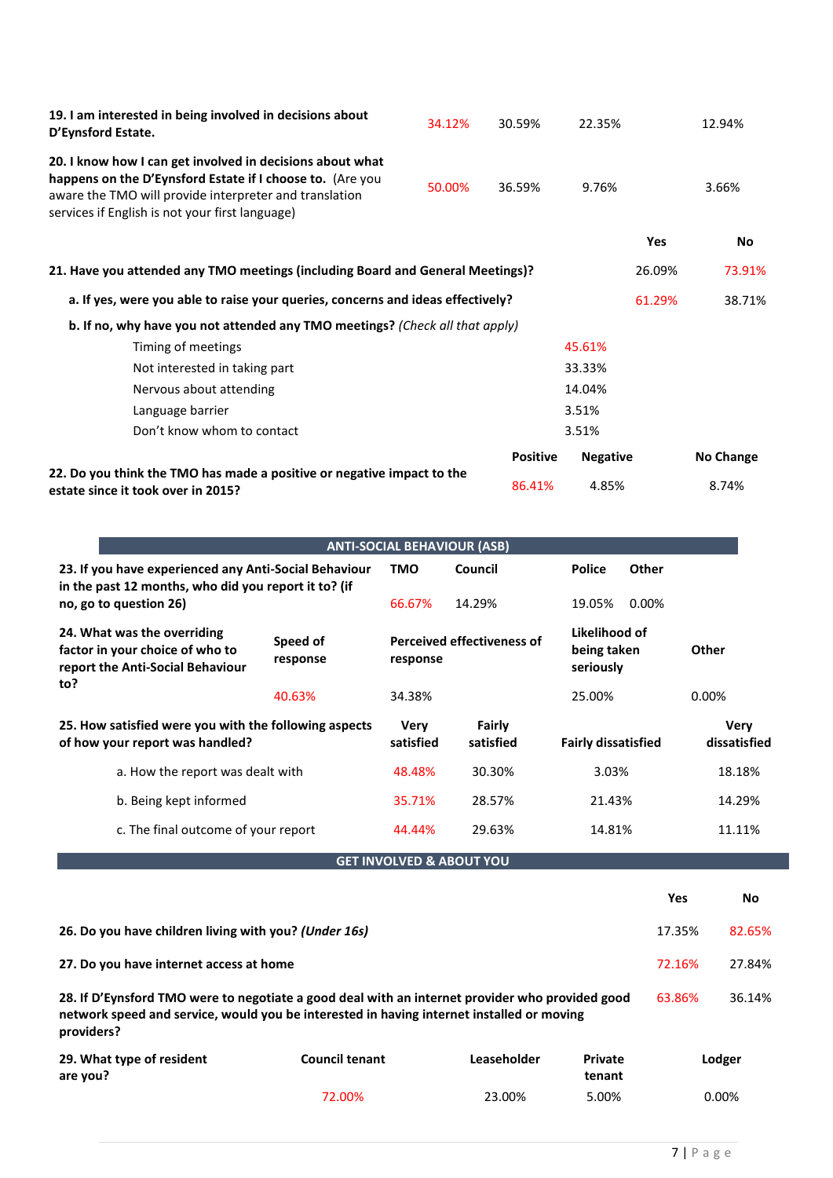| | | | | |
|---|---|---|---|---|
| **19. I am interested in being involved in decisions about D'Eynsford Estate.** | 34.12% | 30.59% | 22.35% | 12.94% |
| **20. I know how I can get involved in decisions about what happens on the D'Eynsford Estate if I choose to.** (Are you aware the TMO will provide interpreter and translation services if English is not your first language) | 50.00% | 36.59% | 9.76% | 3.66% |

| | Yes | No |
|---|---|---|
| **21. Have you attended any TMO meetings (including Board and General Meetings)?** | 26.09% | 73.91% |
| **a. If yes, were you able to raise your queries, concerns and ideas effectively?** | 61.29% | 38.71% |

**b. If no, why have you not attended any TMO meetings?** *(Check all that apply)*

| | |
|---|---|
| Timing of meetings | 45.61% |
| Not interested in taking part | 33.33% |
| Nervous about attending | 14.04% |
| Language barrier | 3.51% |
| Don't know whom to contact | 3.51% |

| | Positive | Negative | No Change |
|---|---|---|---|
| **22. Do you think the TMO has made a positive or negative impact to the estate since it took over in 2015?** | 86.41% | 4.85% | 8.74% |

## ANTI-SOCIAL BEHAVIOUR (ASB)

| **23. If you have experienced any Anti-Social Behaviour in the past 12 months, who did you report it to? (if no, go to question 26)** | **TMO** | **Council** | **Police** | **Other** |
|---|---|---|---|---|
| | 66.67% | 14.29% | 19.05% | 0.00% |

| **24. What was the overriding factor in your choice of who to report the Anti-Social Behaviour to?** | **Speed of response** | **Perceived effectiveness of response** | **Likelihood of being taken seriously** | **Other** |
|---|---|---|---|---|
| | 40.63% | 34.38% | 25.00% | 0.00% |

| **25. How satisfied were you with the following aspects of how your report was handled?** | **Very satisfied** | **Fairly satisfied** | **Fairly dissatisfied** | **Very dissatisfied** |
|---|---|---|---|---|
| a. How the report was dealt with | 48.48% | 30.30% | 3.03% | 18.18% |
| b. Being kept informed | 35.71% | 28.57% | 21.43% | 14.29% |
| c. The final outcome of your report | 44.44% | 29.63% | 14.81% | 11.11% |

## GET INVOLVED & ABOUT YOU

| | Yes | No |
|---|---|---|
| **26. Do you have children living with you?** ***(Under 16s)*** | 17.35% | 82.65% |
| **27. Do you have internet access at home** | 72.16% | 27.84% |
| **28. If D'Eynsford TMO were to negotiate a good deal with an internet provider who provided good network speed and service, would you be interested in having internet installed or moving providers?** | 63.86% | 36.14% |

| **29. What type of resident are you?** | **Council tenant** | **Leaseholder** | **Private tenant** | **Lodger** |
|---|---|---|---|---|
| | 72.00% | 23.00% | 5.00% | 0.00% |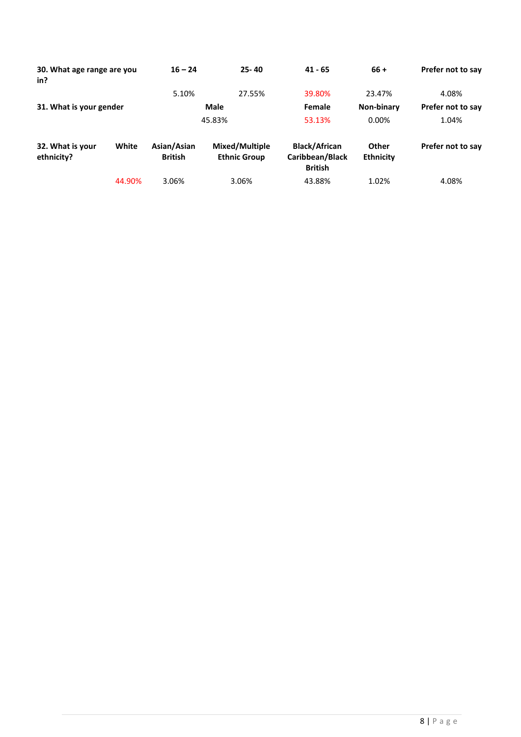| 30. What age range are you in? | 16 – 24 | 25- 40 | 41 - 65 | 66 + | Prefer not to say |
|---|---|---|---|---|---|
| | 5.10% | 27.55% | 39.80% | 23.47% | 4.08% |

| 31. What is your gender | Male | Female | Non-binary | Prefer not to say |
|---|---|---|---|---|
| | 45.83% | 53.13% | 0.00% | 1.04% |

| 32. What is your ethnicity? | White | Asian/Asian British | Mixed/Multiple Ethnic Group | Black/African Caribbean/Black British | Other Ethnicity | Prefer not to say |
|---|---|---|---|---|---|---|
| | 44.90% | 3.06% | 3.06% | 43.88% | 1.02% | 4.08% |